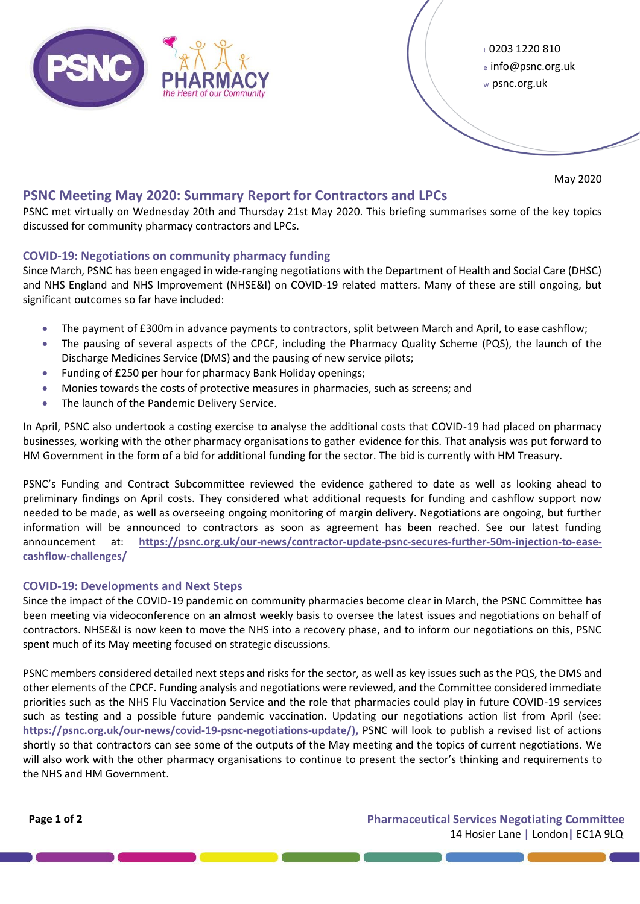t 0203 1220 810
e info@psnc.org.uk
w psnc.org.uk

May 2020

## PSNC Meeting May 2020: Summary Report for Contractors and LPCs

PSNC met virtually on Wednesday 20th and Thursday 21st May 2020. This briefing summarises some of the key topics discussed for community pharmacy contractors and LPCs.

### COVID-19: Negotiations on community pharmacy funding

Since March, PSNC has been engaged in wide-ranging negotiations with the Department of Health and Social Care (DHSC) and NHS England and NHS Improvement (NHSE&I) on COVID-19 related matters. Many of these are still ongoing, but significant outcomes so far have included:

- The payment of £300m in advance payments to contractors, split between March and April, to ease cashflow;
- The pausing of several aspects of the CPCF, including the Pharmacy Quality Scheme (PQS), the launch of the Discharge Medicines Service (DMS) and the pausing of new service pilots;
- Funding of £250 per hour for pharmacy Bank Holiday openings;
- Monies towards the costs of protective measures in pharmacies, such as screens; and
- The launch of the Pandemic Delivery Service.

In April, PSNC also undertook a costing exercise to analyse the additional costs that COVID-19 had placed on pharmacy businesses, working with the other pharmacy organisations to gather evidence for this. That analysis was put forward to HM Government in the form of a bid for additional funding for the sector. The bid is currently with HM Treasury.

PSNC's Funding and Contract Subcommittee reviewed the evidence gathered to date as well as looking ahead to preliminary findings on April costs. They considered what additional requests for funding and cashflow support now needed to be made, as well as overseeing ongoing monitoring of margin delivery. Negotiations are ongoing, but further information will be announced to contractors as soon as agreement has been reached. See our latest funding announcement at: **https://psnc.org.uk/our-news/contractor-update-psnc-secures-further-50m-injection-to-ease-cashflow-challenges/**

### COVID-19: Developments and Next Steps

Since the impact of the COVID-19 pandemic on community pharmacies become clear in March, the PSNC Committee has been meeting via videoconference on an almost weekly basis to oversee the latest issues and negotiations on behalf of contractors. NHSE&I is now keen to move the NHS into a recovery phase, and to inform our negotiations on this, PSNC spent much of its May meeting focused on strategic discussions.

PSNC members considered detailed next steps and risks for the sector, as well as key issues such as the PQS, the DMS and other elements of the CPCF. Funding analysis and negotiations were reviewed, and the Committee considered immediate priorities such as the NHS Flu Vaccination Service and the role that pharmacies could play in future COVID-19 services such as testing and a possible future pandemic vaccination. Updating our negotiations action list from April (see: **https://psnc.org.uk/our-news/covid-19-psnc-negotiations-update/),** PSNC will look to publish a revised list of actions shortly so that contractors can see some of the outputs of the May meeting and the topics of current negotiations. We will also work with the other pharmacy organisations to continue to present the sector's thinking and requirements to the NHS and HM Government.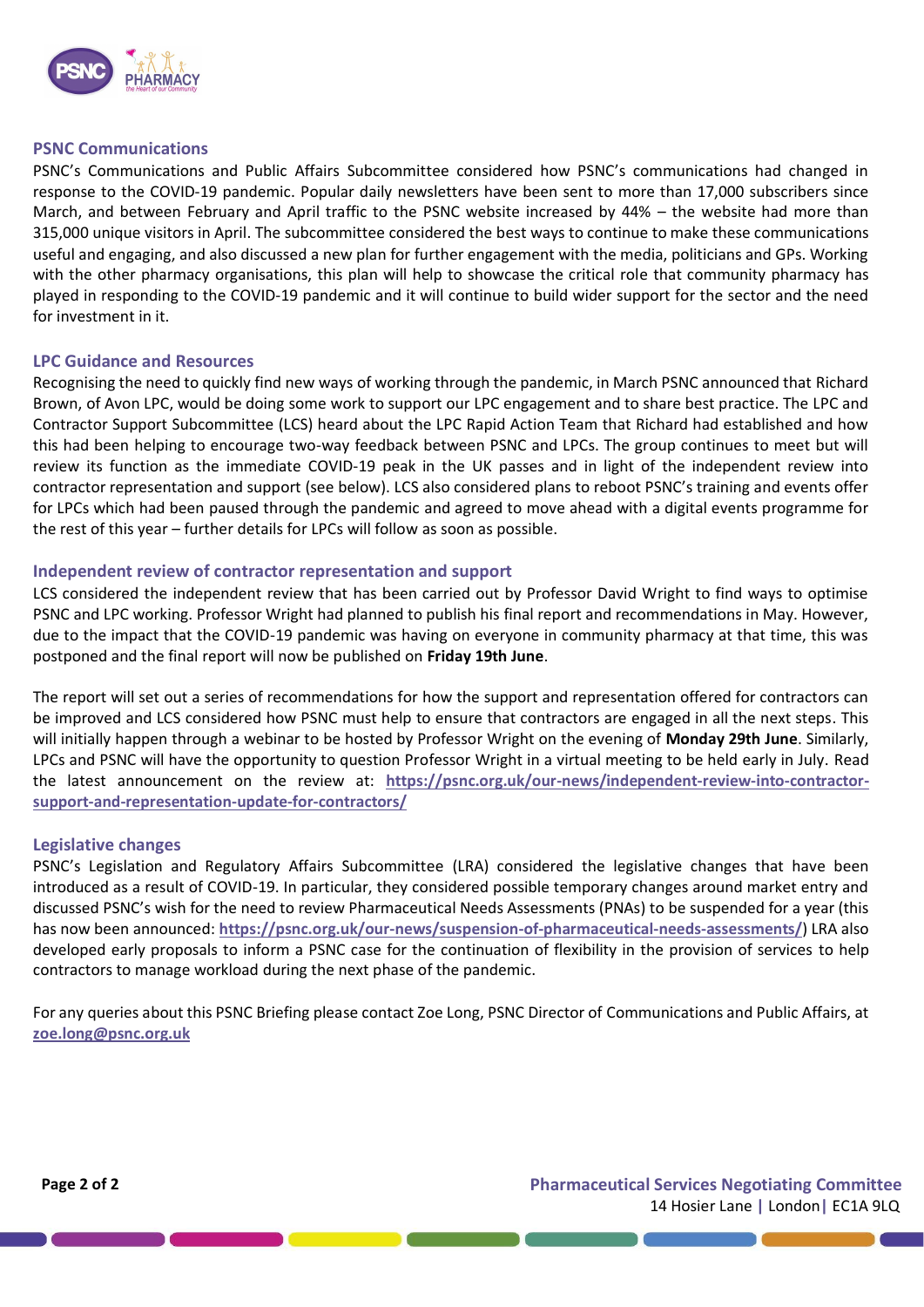## PSNC Communications

PSNC's Communications and Public Affairs Subcommittee considered how PSNC's communications had changed in response to the COVID-19 pandemic. Popular daily newsletters have been sent to more than 17,000 subscribers since March, and between February and April traffic to the PSNC website increased by 44% – the website had more than 315,000 unique visitors in April. The subcommittee considered the best ways to continue to make these communications useful and engaging, and also discussed a new plan for further engagement with the media, politicians and GPs. Working with the other pharmacy organisations, this plan will help to showcase the critical role that community pharmacy has played in responding to the COVID-19 pandemic and it will continue to build wider support for the sector and the need for investment in it.

## LPC Guidance and Resources

Recognising the need to quickly find new ways of working through the pandemic, in March PSNC announced that Richard Brown, of Avon LPC, would be doing some work to support our LPC engagement and to share best practice. The LPC and Contractor Support Subcommittee (LCS) heard about the LPC Rapid Action Team that Richard had established and how this had been helping to encourage two-way feedback between PSNC and LPCs. The group continues to meet but will review its function as the immediate COVID-19 peak in the UK passes and in light of the independent review into contractor representation and support (see below). LCS also considered plans to reboot PSNC's training and events offer for LPCs which had been paused through the pandemic and agreed to move ahead with a digital events programme for the rest of this year – further details for LPCs will follow as soon as possible.

## Independent review of contractor representation and support

LCS considered the independent review that has been carried out by Professor David Wright to find ways to optimise PSNC and LPC working. Professor Wright had planned to publish his final report and recommendations in May. However, due to the impact that the COVID-19 pandemic was having on everyone in community pharmacy at that time, this was postponed and the final report will now be published on **Friday 19th June**.

The report will set out a series of recommendations for how the support and representation offered for contractors can be improved and LCS considered how PSNC must help to ensure that contractors are engaged in all the next steps. This will initially happen through a webinar to be hosted by Professor Wright on the evening of **Monday 29th June**. Similarly, LPCs and PSNC will have the opportunity to question Professor Wright in a virtual meeting to be held early in July. Read the latest announcement on the review at: **https://psnc.org.uk/our-news/independent-review-into-contractor-support-and-representation-update-for-contractors/**

## Legislative changes

PSNC's Legislation and Regulatory Affairs Subcommittee (LRA) considered the legislative changes that have been introduced as a result of COVID-19. In particular, they considered possible temporary changes around market entry and discussed PSNC's wish for the need to review Pharmaceutical Needs Assessments (PNAs) to be suspended for a year (this has now been announced: **https://psnc.org.uk/our-news/suspension-of-pharmaceutical-needs-assessments/**) LRA also developed early proposals to inform a PSNC case for the continuation of flexibility in the provision of services to help contractors to manage workload during the next phase of the pandemic.

For any queries about this PSNC Briefing please contact Zoe Long, PSNC Director of Communications and Public Affairs, at **zoe.long@psnc.org.uk**